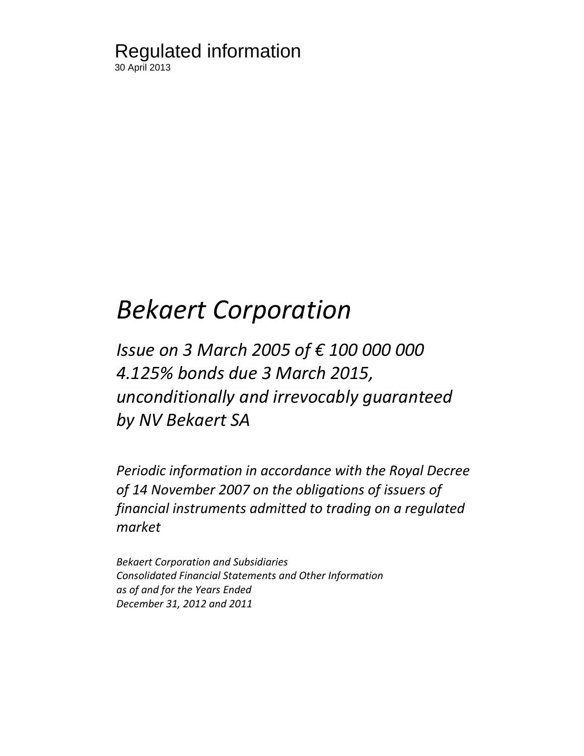Regulated information
30 April 2013

# *Bekaert Corporation*

## *Issue on 3 March 2005 of € 100 000 000 4.125% bonds due 3 March 2015, unconditionally and irrevocably guaranteed by NV Bekaert SA*

*Periodic information in accordance with the Royal Decree of 14 November 2007 on the obligations of issuers of financial instruments admitted to trading on a regulated market*

*Bekaert Corporation and Subsidiaries*
*Consolidated Financial Statements and Other Information*
*as of and for the Years Ended*
*December 31, 2012 and 2011*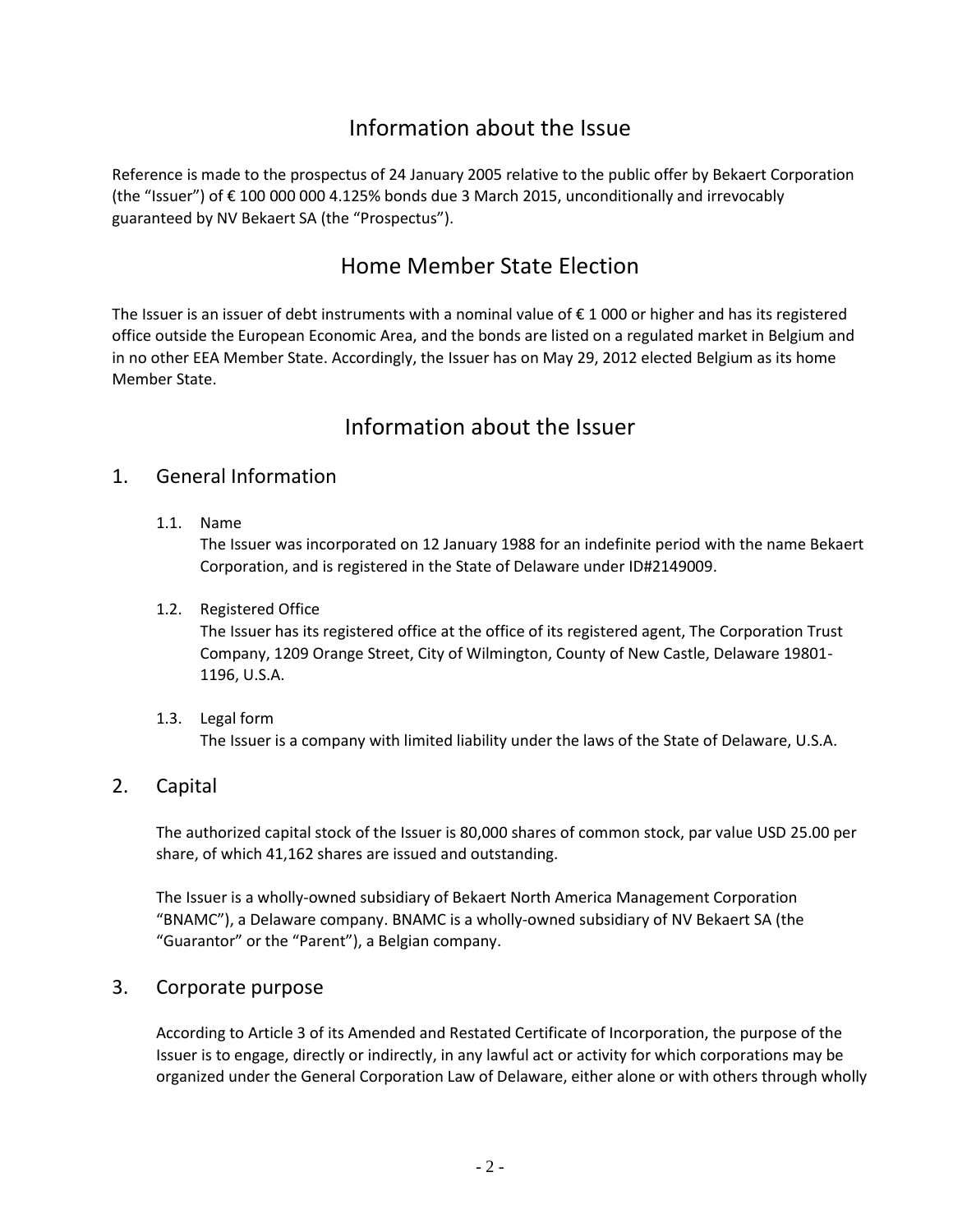# Information about the Issue

Reference is made to the prospectus of 24 January 2005 relative to the public offer by Bekaert Corporation (the "Issuer") of € 100 000 000 4.125% bonds due 3 March 2015, unconditionally and irrevocably guaranteed by NV Bekaert SA (the "Prospectus").

# Home Member State Election

The Issuer is an issuer of debt instruments with a nominal value of € 1 000 or higher and has its registered office outside the European Economic Area, and the bonds are listed on a regulated market in Belgium and in no other EEA Member State. Accordingly, the Issuer has on May 29, 2012 elected Belgium as its home Member State.

# Information about the Issuer

## 1. General Information

### 1.1. Name

The Issuer was incorporated on 12 January 1988 for an indefinite period with the name Bekaert Corporation, and is registered in the State of Delaware under ID#2149009.

### 1.2. Registered Office

The Issuer has its registered office at the office of its registered agent, The Corporation Trust Company, 1209 Orange Street, City of Wilmington, County of New Castle, Delaware 19801-1196, U.S.A.

### 1.3. Legal form

The Issuer is a company with limited liability under the laws of the State of Delaware, U.S.A.

## 2. Capital

The authorized capital stock of the Issuer is 80,000 shares of common stock, par value USD 25.00 per share, of which 41,162 shares are issued and outstanding.

The Issuer is a wholly-owned subsidiary of Bekaert North America Management Corporation "BNAMC"), a Delaware company. BNAMC is a wholly-owned subsidiary of NV Bekaert SA (the "Guarantor" or the "Parent"), a Belgian company.

## 3. Corporate purpose

According to Article 3 of its Amended and Restated Certificate of Incorporation, the purpose of the Issuer is to engage, directly or indirectly, in any lawful act or activity for which corporations may be organized under the General Corporation Law of Delaware, either alone or with others through wholly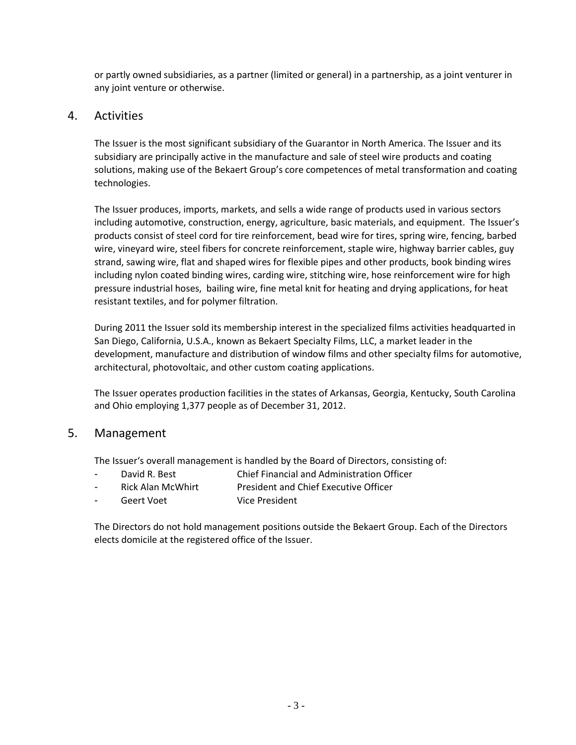or partly owned subsidiaries, as a partner (limited or general) in a partnership, as a joint venturer in any joint venture or otherwise.

## 4. Activities

The Issuer is the most significant subsidiary of the Guarantor in North America. The Issuer and its subsidiary are principally active in the manufacture and sale of steel wire products and coating solutions, making use of the Bekaert Group's core competences of metal transformation and coating technologies.

The Issuer produces, imports, markets, and sells a wide range of products used in various sectors including automotive, construction, energy, agriculture, basic materials, and equipment. The Issuer's products consist of steel cord for tire reinforcement, bead wire for tires, spring wire, fencing, barbed wire, vineyard wire, steel fibers for concrete reinforcement, staple wire, highway barrier cables, guy strand, sawing wire, flat and shaped wires for flexible pipes and other products, book binding wires including nylon coated binding wires, carding wire, stitching wire, hose reinforcement wire for high pressure industrial hoses, bailing wire, fine metal knit for heating and drying applications, for heat resistant textiles, and for polymer filtration.

During 2011 the Issuer sold its membership interest in the specialized films activities headquarted in San Diego, California, U.S.A., known as Bekaert Specialty Films, LLC, a market leader in the development, manufacture and distribution of window films and other specialty films for automotive, architectural, photovoltaic, and other custom coating applications.

The Issuer operates production facilities in the states of Arkansas, Georgia, Kentucky, South Carolina and Ohio employing 1,377 people as of December 31, 2012.

## 5. Management

The Issuer's overall management is handled by the Board of Directors, consisting of:

- David R. Best — Chief Financial and Administration Officer
- Rick Alan McWhirt — President and Chief Executive Officer
- Geert Voet — Vice President

The Directors do not hold management positions outside the Bekaert Group. Each of the Directors elects domicile at the registered office of the Issuer.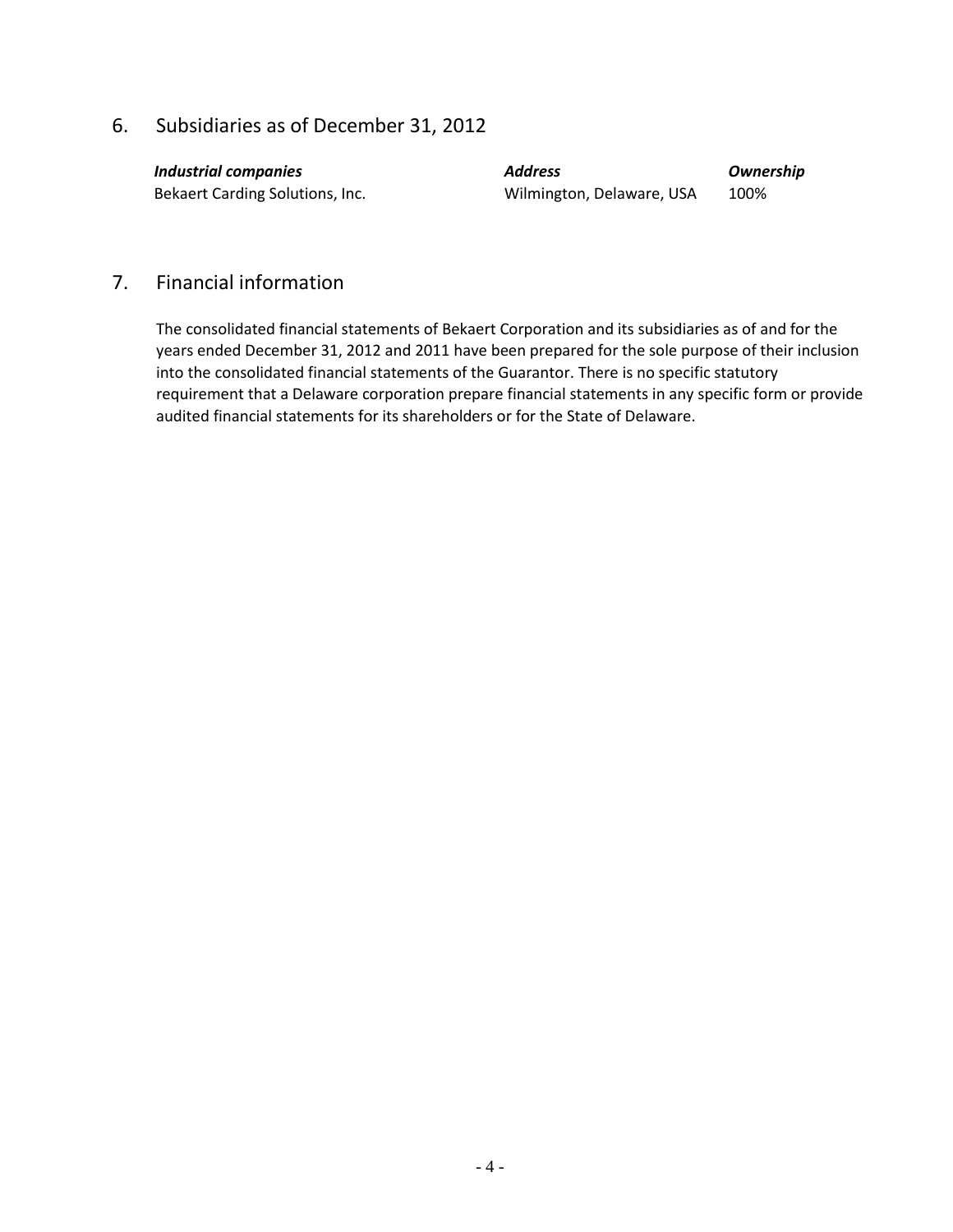## 6. Subsidiaries as of December 31, 2012

| ***Industrial companies*** | ***Address*** | ***Ownership*** |
|---|---|---|
| Bekaert Carding Solutions, Inc. | Wilmington, Delaware, USA | 100% |

## 7. Financial information

The consolidated financial statements of Bekaert Corporation and its subsidiaries as of and for the years ended December 31, 2012 and 2011 have been prepared for the sole purpose of their inclusion into the consolidated financial statements of the Guarantor. There is no specific statutory requirement that a Delaware corporation prepare financial statements in any specific form or provide audited financial statements for its shareholders or for the State of Delaware.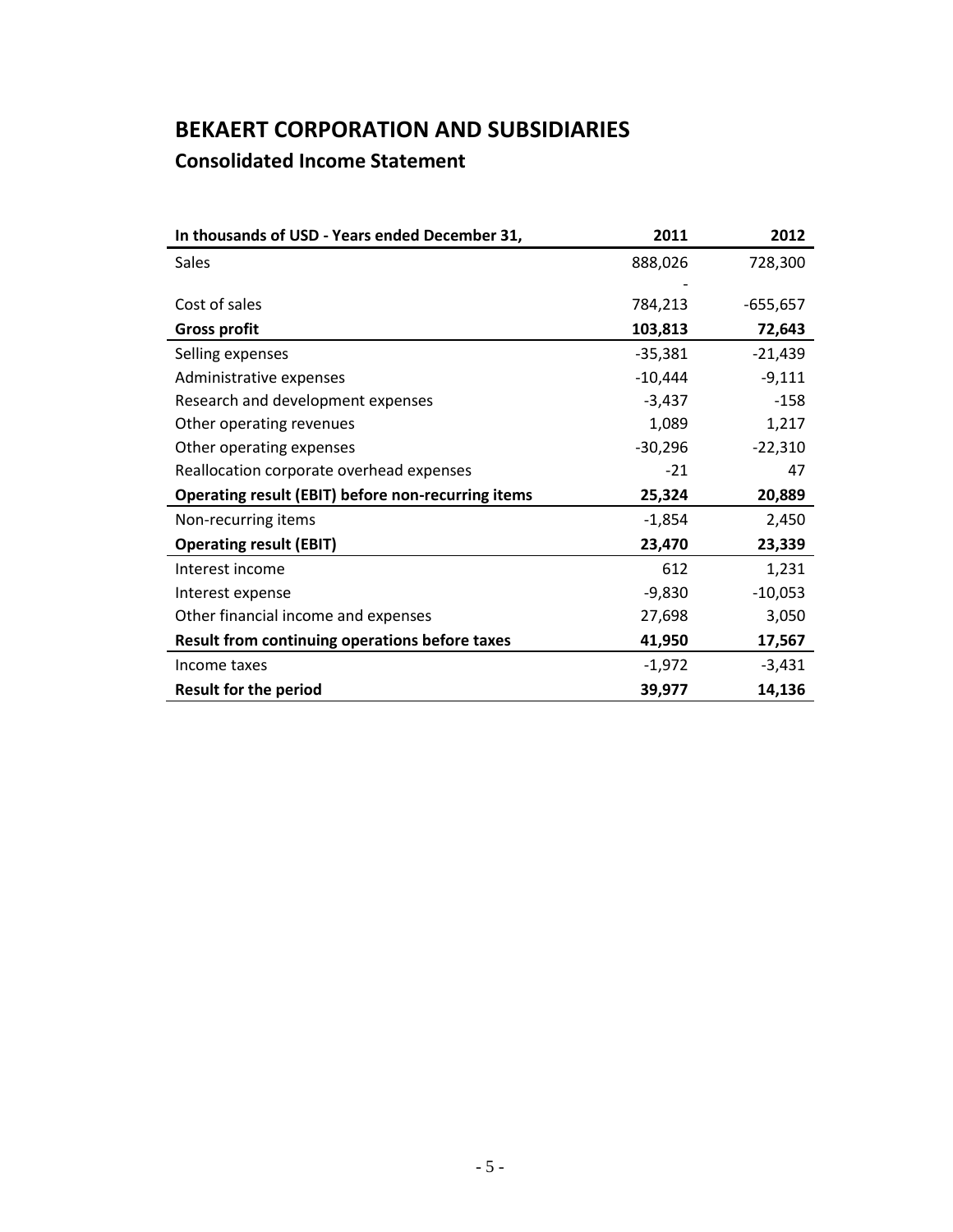# BEKAERT CORPORATION AND SUBSIDIARIES

## Consolidated Income Statement

| In thousands of USD - Years ended December 31, | 2011 | 2012 |
|---|---|---|
| Sales | 888,026 | 728,300 |
| Cost of sales | -784,213 | -655,657 |
| **Gross profit** | **103,813** | **72,643** |
| Selling expenses | -35,381 | -21,439 |
| Administrative expenses | -10,444 | -9,111 |
| Research and development expenses | -3,437 | -158 |
| Other operating revenues | 1,089 | 1,217 |
| Other operating expenses | -30,296 | -22,310 |
| Reallocation corporate overhead expenses | -21 | 47 |
| **Operating result (EBIT) before non-recurring items** | **25,324** | **20,889** |
| Non-recurring items | -1,854 | 2,450 |
| **Operating result (EBIT)** | **23,470** | **23,339** |
| Interest income | 612 | 1,231 |
| Interest expense | -9,830 | -10,053 |
| Other financial income and expenses | 27,698 | 3,050 |
| **Result from continuing operations before taxes** | **41,950** | **17,567** |
| Income taxes | -1,972 | -3,431 |
| **Result for the period** | **39,977** | **14,136** |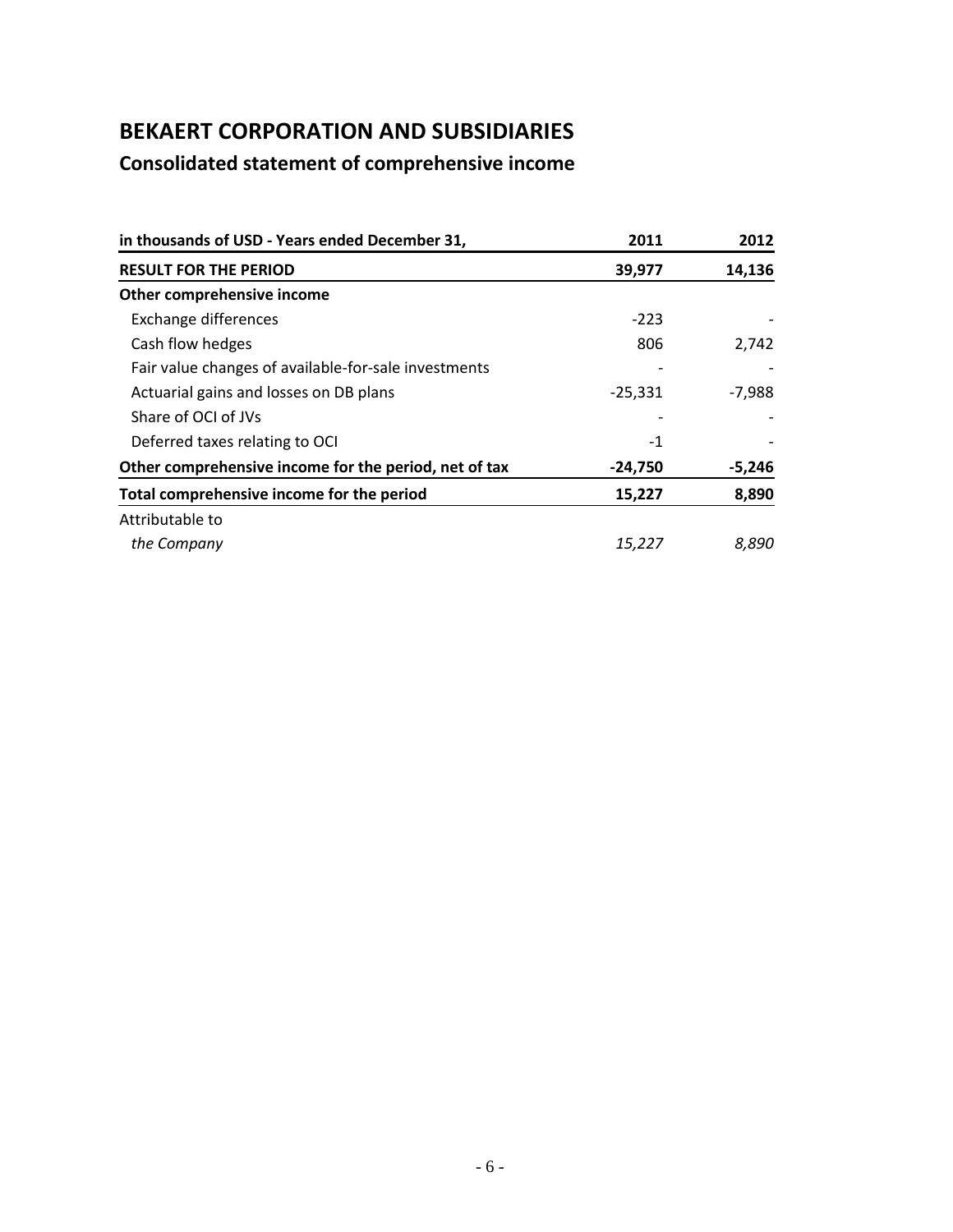# BEKAERT CORPORATION AND SUBSIDIARIES

## Consolidated statement of comprehensive income

| in thousands of USD - Years ended December 31, | 2011 | 2012 |
|---|---|---|
| **RESULT FOR THE PERIOD** | **39,977** | **14,136** |
| **Other comprehensive income** | | |
| Exchange differences | -223 | - |
| Cash flow hedges | 806 | 2,742 |
| Fair value changes of available-for-sale investments | - | - |
| Actuarial gains and losses on DB plans | -25,331 | -7,988 |
| Share of OCI of JVs | - | - |
| Deferred taxes relating to OCI | -1 | - |
| **Other comprehensive income for the period, net of tax** | **-24,750** | **-5,246** |
| **Total comprehensive income for the period** | **15,227** | **8,890** |
| Attributable to | | |
| *the Company* | *15,227* | *8,890* |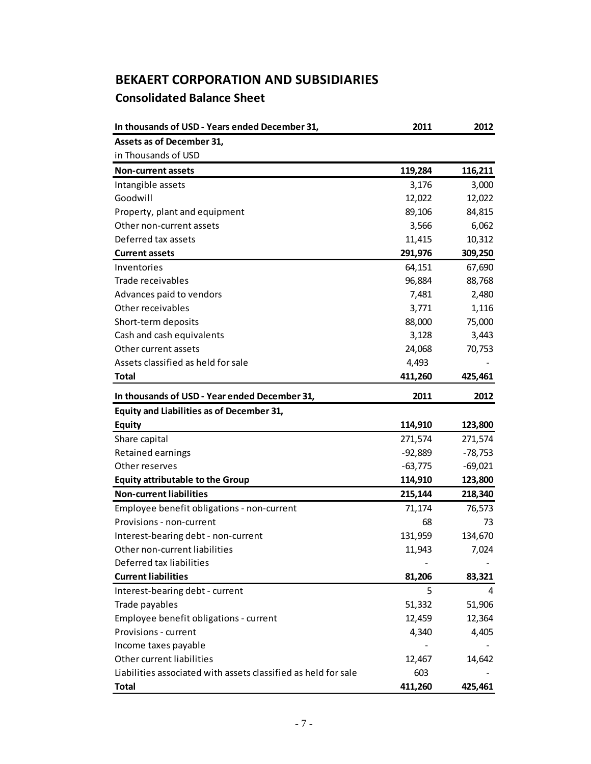# BEKAERT CORPORATION AND SUBSIDIARIES

## Consolidated Balance Sheet

| In thousands of USD - Years ended December 31, | 2011 | 2012 |
|---|---|---|
| **Assets as of December 31,** | | |
| in Thousands of USD | | |
| **Non-current assets** | **119,284** | **116,211** |
| Intangible assets | 3,176 | 3,000 |
| Goodwill | 12,022 | 12,022 |
| Property, plant and equipment | 89,106 | 84,815 |
| Other non-current assets | 3,566 | 6,062 |
| Deferred tax assets | 11,415 | 10,312 |
| **Current assets** | **291,976** | **309,250** |
| Inventories | 64,151 | 67,690 |
| Trade receivables | 96,884 | 88,768 |
| Advances paid to vendors | 7,481 | 2,480 |
| Other receivables | 3,771 | 1,116 |
| Short-term deposits | 88,000 | 75,000 |
| Cash and cash equivalents | 3,128 | 3,443 |
| Other current assets | 24,068 | 70,753 |
| Assets classified as held for sale | 4,493 | - |
| **Total** | **411,260** | **425,461** |

| In thousands of USD - Year ended December 31, | 2011 | 2012 |
|---|---|---|
| **Equity and Liabilities as of December 31,** | | |
| **Equity** | **114,910** | **123,800** |
| Share capital | 271,574 | 271,574 |
| Retained earnings | -92,889 | -78,753 |
| Other reserves | -63,775 | -69,021 |
| **Equity attributable to the Group** | **114,910** | **123,800** |
| **Non-current liabilities** | **215,144** | **218,340** |
| Employee benefit obligations - non-current | 71,174 | 76,573 |
| Provisions - non-current | 68 | 73 |
| Interest-bearing debt - non-current | 131,959 | 134,670 |
| Other non-current liabilities | 11,943 | 7,024 |
| Deferred tax liabilities | - | - |
| **Current liabilities** | **81,206** | **83,321** |
| Interest-bearing debt - current | 5 | 4 |
| Trade payables | 51,332 | 51,906 |
| Employee benefit obligations - current | 12,459 | 12,364 |
| Provisions - current | 4,340 | 4,405 |
| Income taxes payable | - | - |
| Other current liabilities | 12,467 | 14,642 |
| Liabilities associated with assets classified as held for sale | 603 | - |
| **Total** | **411,260** | **425,461** |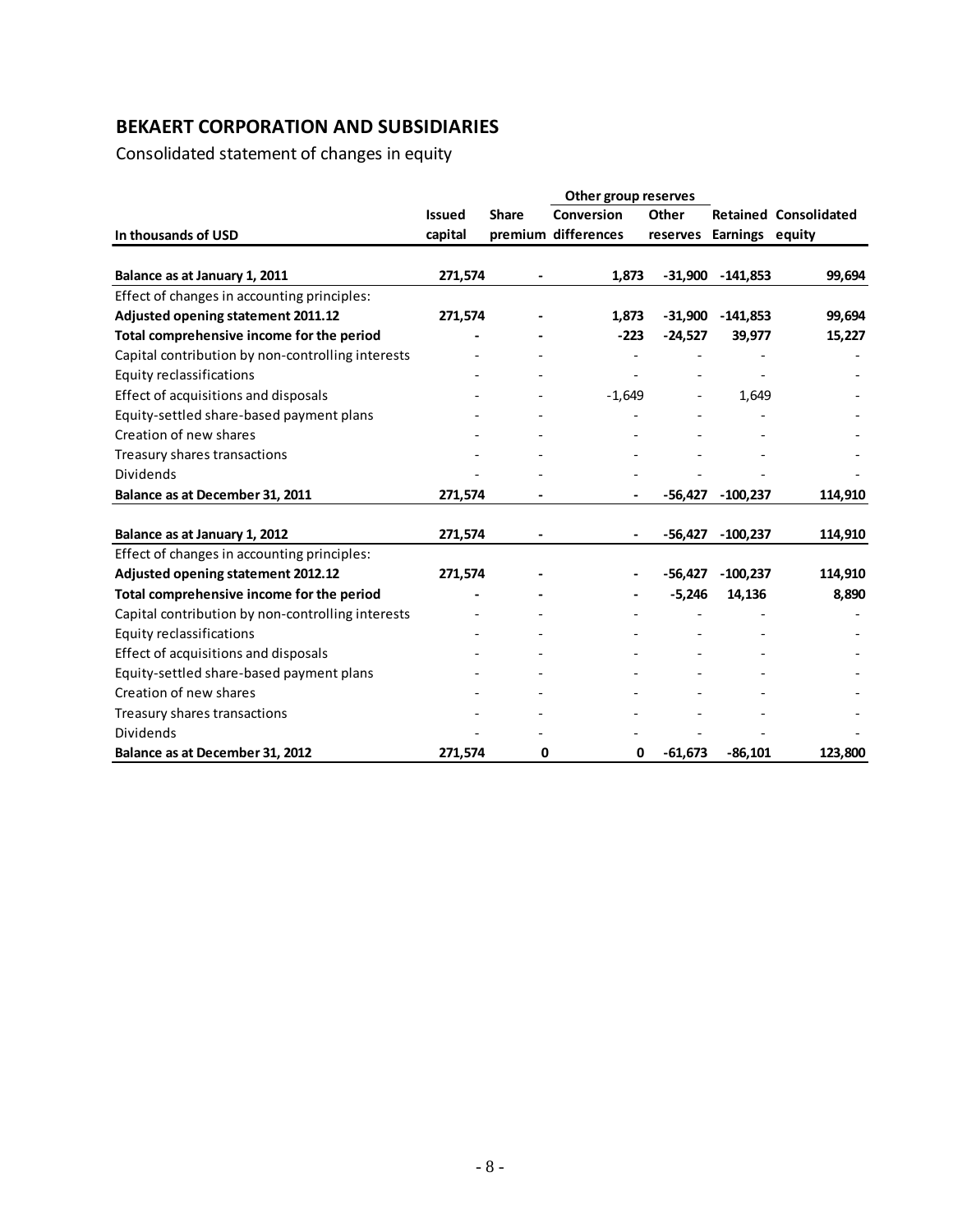## BEKAERT CORPORATION AND SUBSIDIARIES

Consolidated statement of changes in equity

| In thousands of USD | Issued capital | Share premium | Other group reserves: Conversion differences | Other group reserves: Other reserves | Retained Earnings | Consolidated equity |
|---|---|---|---|---|---|---|
| **Balance as at January 1, 2011** | **271,574** | **-** | **1,873** | **-31,900** | **-141,853** | **99,694** |
| Effect of changes in accounting principles: | | | | | | |
| **Adjusted opening statement 2011.12** | **271,574** | **-** | **1,873** | **-31,900** | **-141,853** | **99,694** |
| **Total comprehensive income for the period** | **-** | **-** | **-223** | **-24,527** | **39,977** | **15,227** |
| Capital contribution by non-controlling interests | - | - | - | - | - | - |
| Equity reclassifications | - | - | - | - | - | - |
| Effect of acquisitions and disposals | - | - | -1,649 | - | 1,649 | - |
| Equity-settled share-based payment plans | - | - | - | - | - | - |
| Creation of new shares | - | - | - | - | - | - |
| Treasury shares transactions | - | - | - | - | - | - |
| Dividends | - | - | - | - | - | - |
| **Balance as at December 31, 2011** | **271,574** | **-** | **-** | **-56,427** | **-100,237** | **114,910** |
| | | | | | | |
| **Balance as at January 1, 2012** | **271,574** | **-** | **-** | **-56,427** | **-100,237** | **114,910** |
| Effect of changes in accounting principles: | | | | | | |
| **Adjusted opening statement 2012.12** | **271,574** | **-** | **-** | **-56,427** | **-100,237** | **114,910** |
| **Total comprehensive income for the period** | **-** | **-** | **-** | **-5,246** | **14,136** | **8,890** |
| Capital contribution by non-controlling interests | - | - | - | - | - | - |
| Equity reclassifications | - | - | - | - | - | - |
| Effect of acquisitions and disposals | - | - | - | - | - | - |
| Equity-settled share-based payment plans | - | - | - | - | - | - |
| Creation of new shares | - | - | - | - | - | - |
| Treasury shares transactions | - | - | - | - | - | - |
| Dividends | - | - | - | - | - | - |
| **Balance as at December 31, 2012** | **271,574** | **0** | **0** | **-61,673** | **-86,101** | **123,800** |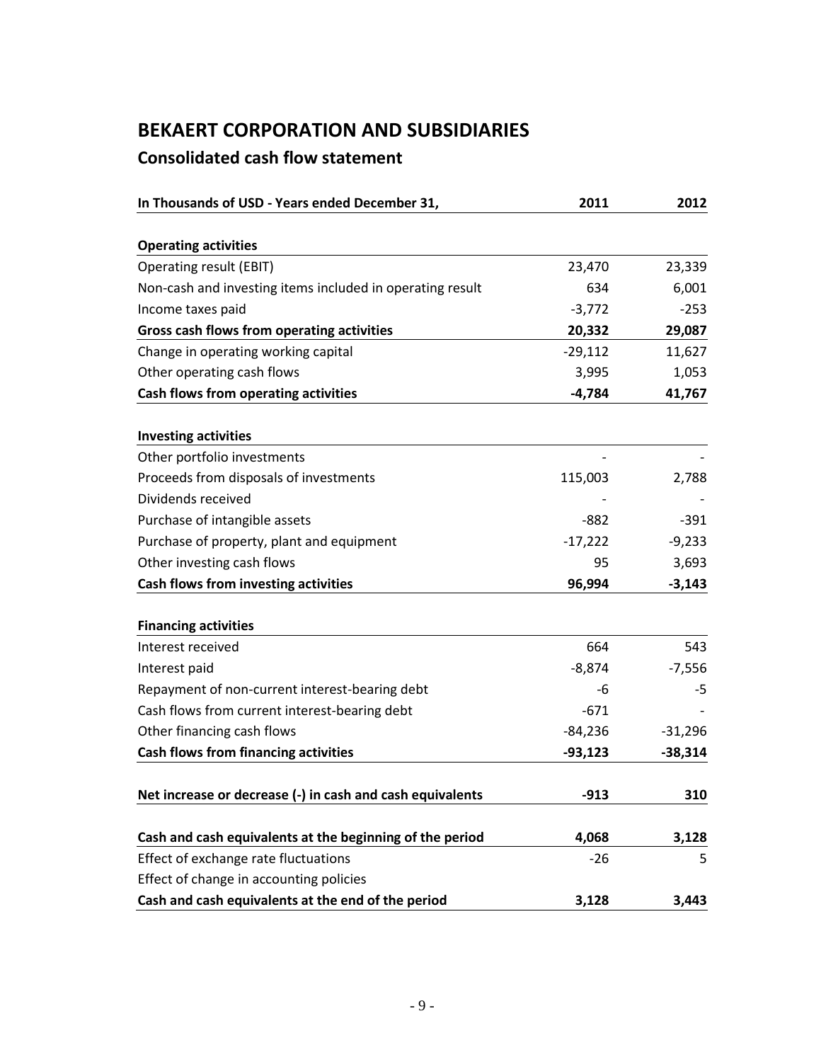# BEKAERT CORPORATION AND SUBSIDIARIES

## Consolidated cash flow statement

| In Thousands of USD - Years ended December 31, | 2011 | 2012 |
|---|---|---|
| **Operating activities** | | |
| Operating result (EBIT) | 23,470 | 23,339 |
| Non-cash and investing items included in operating result | 634 | 6,001 |
| Income taxes paid | -3,772 | -253 |
| **Gross cash flows from operating activities** | **20,332** | **29,087** |
| Change in operating working capital | -29,112 | 11,627 |
| Other operating cash flows | 3,995 | 1,053 |
| **Cash flows from operating activities** | **-4,784** | **41,767** |
| **Investing activities** | | |
| Other portfolio investments | - | - |
| Proceeds from disposals of investments | 115,003 | 2,788 |
| Dividends received | - | - |
| Purchase of intangible assets | -882 | -391 |
| Purchase of property, plant and equipment | -17,222 | -9,233 |
| Other investing cash flows | 95 | 3,693 |
| **Cash flows from investing activities** | **96,994** | **-3,143** |
| **Financing activities** | | |
| Interest received | 664 | 543 |
| Interest paid | -8,874 | -7,556 |
| Repayment of non-current interest-bearing debt | -6 | -5 |
| Cash flows from current interest-bearing debt | -671 | - |
| Other financing cash flows | -84,236 | -31,296 |
| **Cash flows from financing activities** | **-93,123** | **-38,314** |
| **Net increase or decrease (-) in cash and cash equivalents** | **-913** | **310** |
| **Cash and cash equivalents at the beginning of the period** | **4,068** | **3,128** |
| Effect of exchange rate fluctuations | -26 | 5 |
| Effect of change in accounting policies | | |
| **Cash and cash equivalents at the end of the period** | **3,128** | **3,443** |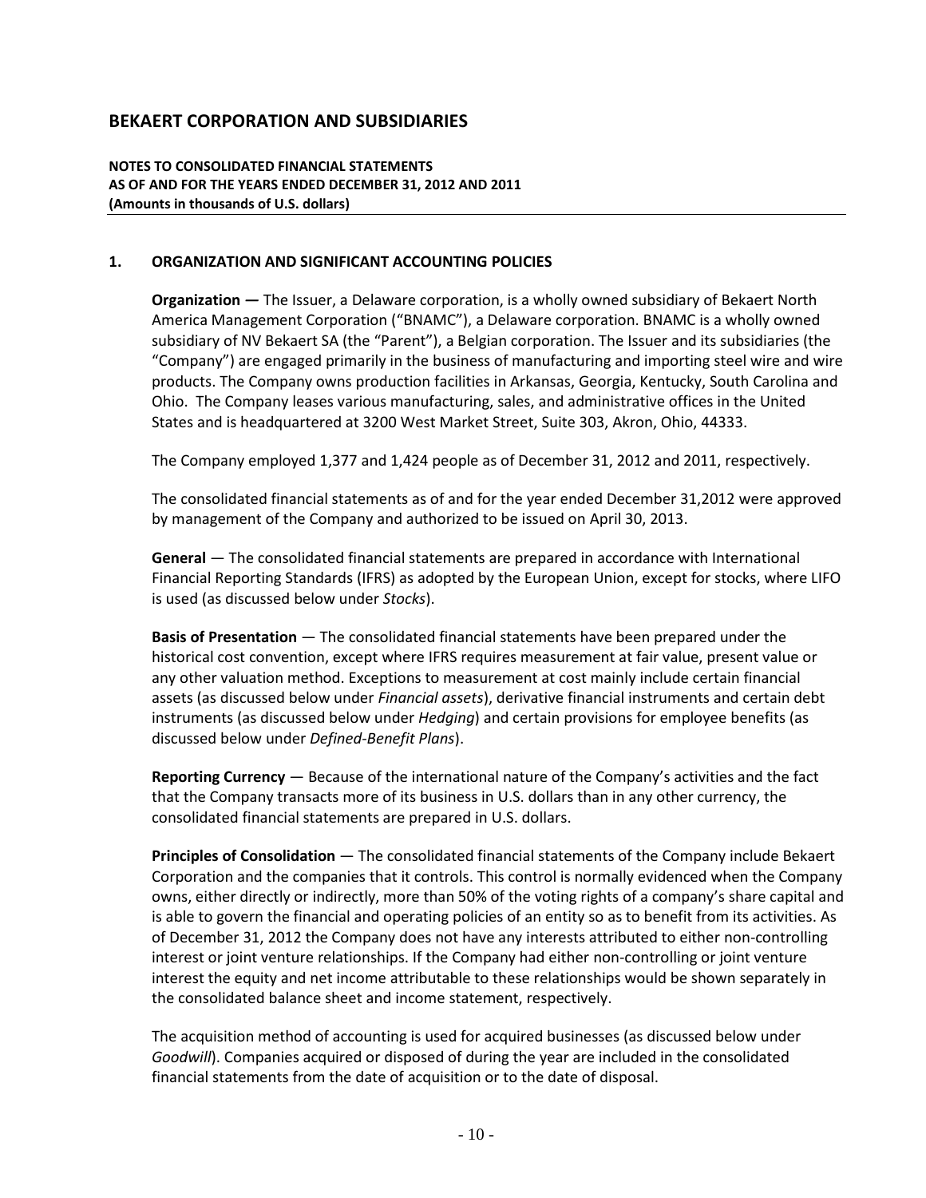# BEKAERT CORPORATION AND SUBSIDIARIES

**NOTES TO CONSOLIDATED FINANCIAL STATEMENTS**
**AS OF AND FOR THE YEARS ENDED DECEMBER 31, 2012 AND 2011**
**(Amounts in thousands of U.S. dollars)**

## 1. ORGANIZATION AND SIGNIFICANT ACCOUNTING POLICIES

**Organization —** The Issuer, a Delaware corporation, is a wholly owned subsidiary of Bekaert North America Management Corporation ("BNAMC"), a Delaware corporation. BNAMC is a wholly owned subsidiary of NV Bekaert SA (the "Parent"), a Belgian corporation. The Issuer and its subsidiaries (the "Company") are engaged primarily in the business of manufacturing and importing steel wire and wire products. The Company owns production facilities in Arkansas, Georgia, Kentucky, South Carolina and Ohio. The Company leases various manufacturing, sales, and administrative offices in the United States and is headquartered at 3200 West Market Street, Suite 303, Akron, Ohio, 44333.

The Company employed 1,377 and 1,424 people as of December 31, 2012 and 2011, respectively.

The consolidated financial statements as of and for the year ended December 31,2012 were approved by management of the Company and authorized to be issued on April 30, 2013.

**General** — The consolidated financial statements are prepared in accordance with International Financial Reporting Standards (IFRS) as adopted by the European Union, except for stocks, where LIFO is used (as discussed below under *Stocks*).

**Basis of Presentation** — The consolidated financial statements have been prepared under the historical cost convention, except where IFRS requires measurement at fair value, present value or any other valuation method. Exceptions to measurement at cost mainly include certain financial assets (as discussed below under *Financial assets*), derivative financial instruments and certain debt instruments (as discussed below under *Hedging*) and certain provisions for employee benefits (as discussed below under *Defined-Benefit Plans*).

**Reporting Currency** — Because of the international nature of the Company's activities and the fact that the Company transacts more of its business in U.S. dollars than in any other currency, the consolidated financial statements are prepared in U.S. dollars.

**Principles of Consolidation** — The consolidated financial statements of the Company include Bekaert Corporation and the companies that it controls. This control is normally evidenced when the Company owns, either directly or indirectly, more than 50% of the voting rights of a company's share capital and is able to govern the financial and operating policies of an entity so as to benefit from its activities. As of December 31, 2012 the Company does not have any interests attributed to either non-controlling interest or joint venture relationships. If the Company had either non-controlling or joint venture interest the equity and net income attributable to these relationships would be shown separately in the consolidated balance sheet and income statement, respectively.

The acquisition method of accounting is used for acquired businesses (as discussed below under *Goodwill*). Companies acquired or disposed of during the year are included in the consolidated financial statements from the date of acquisition or to the date of disposal.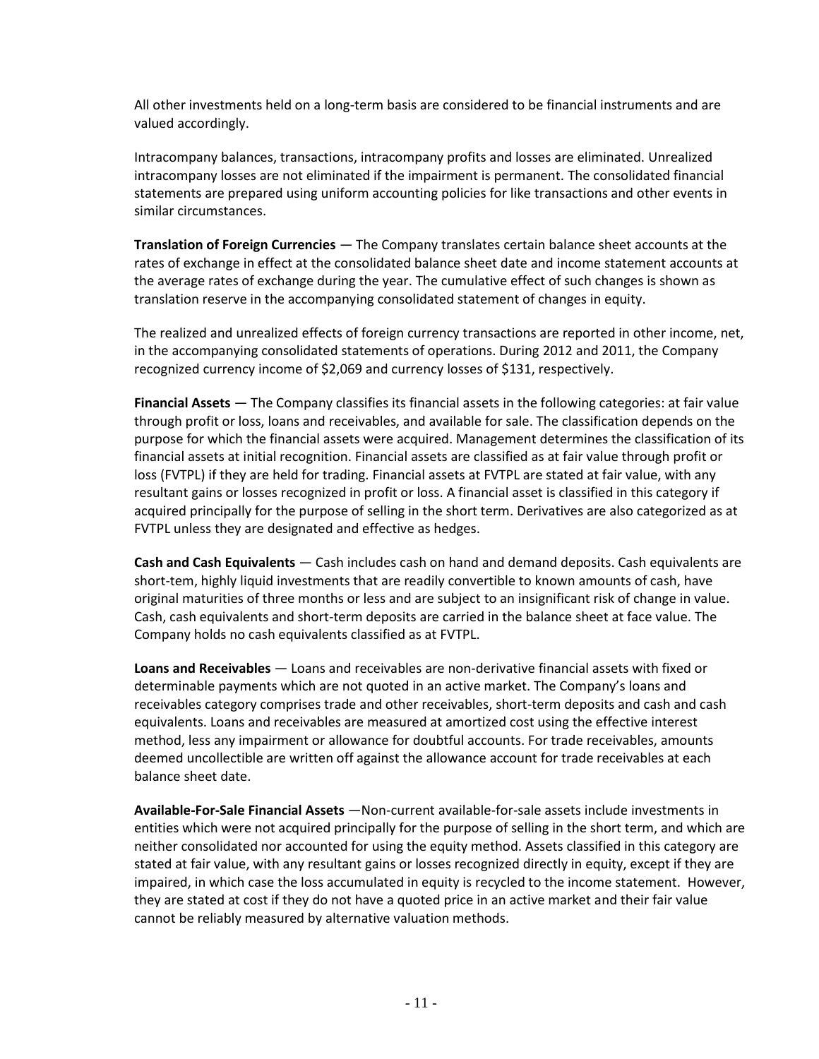All other investments held on a long-term basis are considered to be financial instruments and are valued accordingly.

Intracompany balances, transactions, intracompany profits and losses are eliminated. Unrealized intracompany losses are not eliminated if the impairment is permanent. The consolidated financial statements are prepared using uniform accounting policies for like transactions and other events in similar circumstances.

**Translation of Foreign Currencies** — The Company translates certain balance sheet accounts at the rates of exchange in effect at the consolidated balance sheet date and income statement accounts at the average rates of exchange during the year. The cumulative effect of such changes is shown as translation reserve in the accompanying consolidated statement of changes in equity.

The realized and unrealized effects of foreign currency transactions are reported in other income, net, in the accompanying consolidated statements of operations. During 2012 and 2011, the Company recognized currency income of $2,069 and currency losses of $131, respectively.

**Financial Assets** — The Company classifies its financial assets in the following categories: at fair value through profit or loss, loans and receivables, and available for sale. The classification depends on the purpose for which the financial assets were acquired. Management determines the classification of its financial assets at initial recognition. Financial assets are classified as at fair value through profit or loss (FVTPL) if they are held for trading. Financial assets at FVTPL are stated at fair value, with any resultant gains or losses recognized in profit or loss. A financial asset is classified in this category if acquired principally for the purpose of selling in the short term. Derivatives are also categorized as at FVTPL unless they are designated and effective as hedges.

**Cash and Cash Equivalents** — Cash includes cash on hand and demand deposits. Cash equivalents are short-tem, highly liquid investments that are readily convertible to known amounts of cash, have original maturities of three months or less and are subject to an insignificant risk of change in value. Cash, cash equivalents and short-term deposits are carried in the balance sheet at face value. The Company holds no cash equivalents classified as at FVTPL.

**Loans and Receivables** — Loans and receivables are non-derivative financial assets with fixed or determinable payments which are not quoted in an active market. The Company's loans and receivables category comprises trade and other receivables, short-term deposits and cash and cash equivalents. Loans and receivables are measured at amortized cost using the effective interest method, less any impairment or allowance for doubtful accounts. For trade receivables, amounts deemed uncollectible are written off against the allowance account for trade receivables at each balance sheet date.

**Available-For-Sale Financial Assets** —Non-current available-for-sale assets include investments in entities which were not acquired principally for the purpose of selling in the short term, and which are neither consolidated nor accounted for using the equity method. Assets classified in this category are stated at fair value, with any resultant gains or losses recognized directly in equity, except if they are impaired, in which case the loss accumulated in equity is recycled to the income statement. However, they are stated at cost if they do not have a quoted price in an active market and their fair value cannot be reliably measured by alternative valuation methods.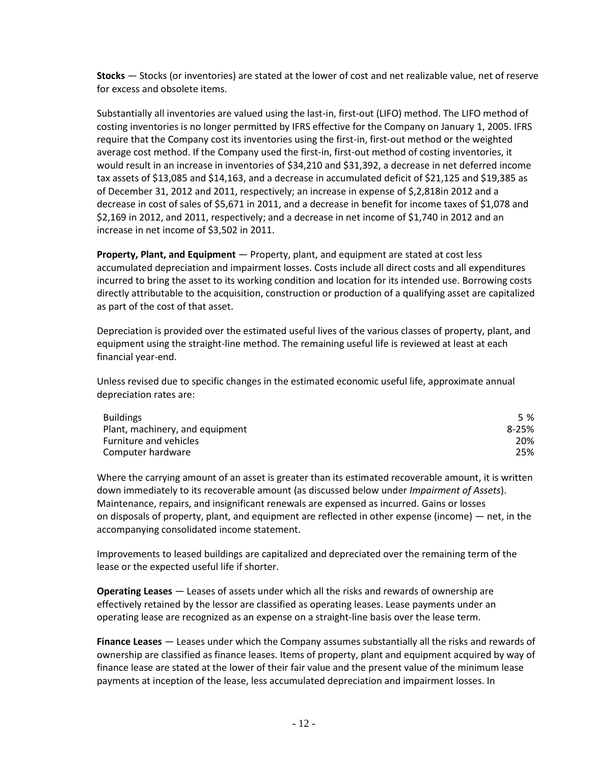**Stocks** — Stocks (or inventories) are stated at the lower of cost and net realizable value, net of reserve for excess and obsolete items.

Substantially all inventories are valued using the last-in, first-out (LIFO) method. The LIFO method of costing inventories is no longer permitted by IFRS effective for the Company on January 1, 2005. IFRS require that the Company cost its inventories using the first-in, first-out method or the weighted average cost method. If the Company used the first-in, first-out method of costing inventories, it would result in an increase in inventories of $34,210 and $31,392, a decrease in net deferred income tax assets of $13,085 and $14,163, and a decrease in accumulated deficit of $21,125 and $19,385 as of December 31, 2012 and 2011, respectively; an increase in expense of $,2,818in 2012 and a decrease in cost of sales of $5,671 in 2011, and a decrease in benefit for income taxes of $1,078 and $2,169 in 2012, and 2011, respectively; and a decrease in net income of $1,740 in 2012 and an increase in net income of $3,502 in 2011.

**Property, Plant, and Equipment** — Property, plant, and equipment are stated at cost less accumulated depreciation and impairment losses. Costs include all direct costs and all expenditures incurred to bring the asset to its working condition and location for its intended use. Borrowing costs directly attributable to the acquisition, construction or production of a qualifying asset are capitalized as part of the cost of that asset.

Depreciation is provided over the estimated useful lives of the various classes of property, plant, and equipment using the straight-line method. The remaining useful life is reviewed at least at each financial year-end.

Unless revised due to specific changes in the estimated economic useful life, approximate annual depreciation rates are:

| | |
|---|---|
| Buildings | 5 % |
| Plant, machinery, and equipment | 8-25% |
| Furniture and vehicles | 20% |
| Computer hardware | 25% |

Where the carrying amount of an asset is greater than its estimated recoverable amount, it is written down immediately to its recoverable amount (as discussed below under *Impairment of Assets*). Maintenance, repairs, and insignificant renewals are expensed as incurred. Gains or losses on disposals of property, plant, and equipment are reflected in other expense (income) — net, in the accompanying consolidated income statement.

Improvements to leased buildings are capitalized and depreciated over the remaining term of the lease or the expected useful life if shorter.

**Operating Leases** — Leases of assets under which all the risks and rewards of ownership are effectively retained by the lessor are classified as operating leases. Lease payments under an operating lease are recognized as an expense on a straight-line basis over the lease term.

**Finance Leases** — Leases under which the Company assumes substantially all the risks and rewards of ownership are classified as finance leases. Items of property, plant and equipment acquired by way of finance lease are stated at the lower of their fair value and the present value of the minimum lease payments at inception of the lease, less accumulated depreciation and impairment losses. In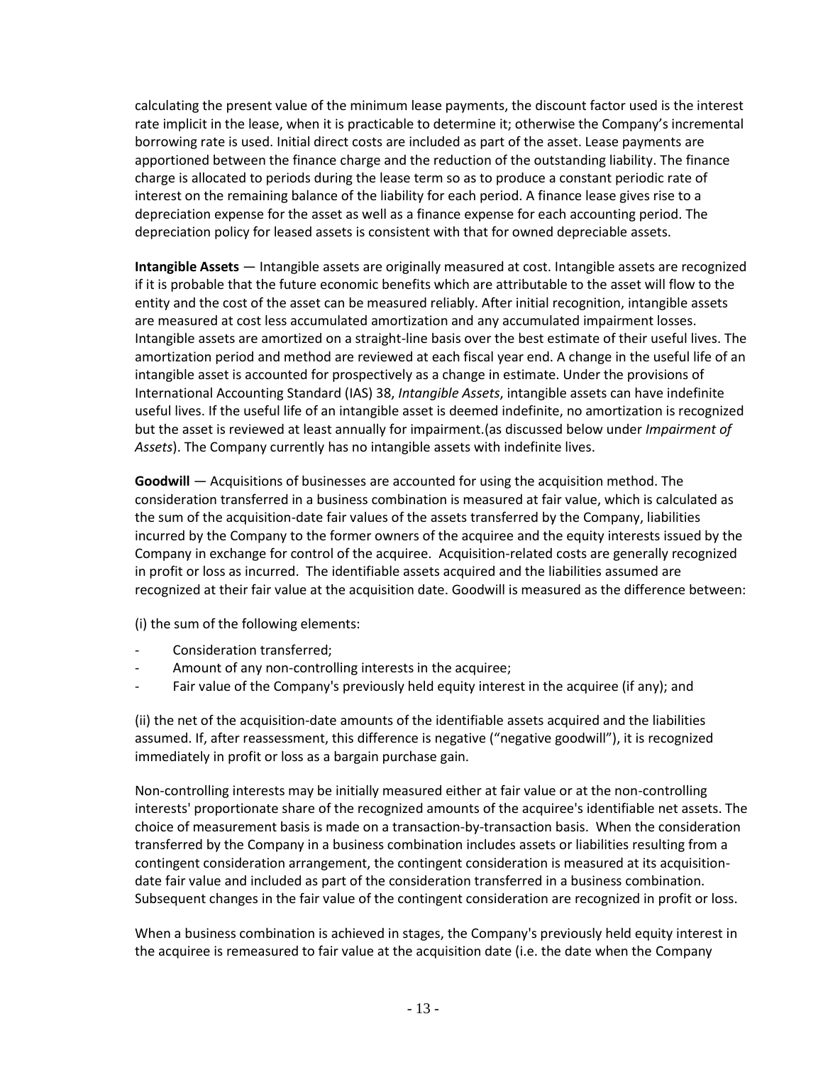calculating the present value of the minimum lease payments, the discount factor used is the interest rate implicit in the lease, when it is practicable to determine it; otherwise the Company's incremental borrowing rate is used. Initial direct costs are included as part of the asset. Lease payments are apportioned between the finance charge and the reduction of the outstanding liability. The finance charge is allocated to periods during the lease term so as to produce a constant periodic rate of interest on the remaining balance of the liability for each period. A finance lease gives rise to a depreciation expense for the asset as well as a finance expense for each accounting period. The depreciation policy for leased assets is consistent with that for owned depreciable assets.

**Intangible Assets** — Intangible assets are originally measured at cost. Intangible assets are recognized if it is probable that the future economic benefits which are attributable to the asset will flow to the entity and the cost of the asset can be measured reliably. After initial recognition, intangible assets are measured at cost less accumulated amortization and any accumulated impairment losses. Intangible assets are amortized on a straight-line basis over the best estimate of their useful lives. The amortization period and method are reviewed at each fiscal year end. A change in the useful life of an intangible asset is accounted for prospectively as a change in estimate. Under the provisions of International Accounting Standard (IAS) 38, *Intangible Assets*, intangible assets can have indefinite useful lives. If the useful life of an intangible asset is deemed indefinite, no amortization is recognized but the asset is reviewed at least annually for impairment.(as discussed below under *Impairment of Assets*). The Company currently has no intangible assets with indefinite lives.

**Goodwill** — Acquisitions of businesses are accounted for using the acquisition method. The consideration transferred in a business combination is measured at fair value, which is calculated as the sum of the acquisition-date fair values of the assets transferred by the Company, liabilities incurred by the Company to the former owners of the acquiree and the equity interests issued by the Company in exchange for control of the acquiree. Acquisition-related costs are generally recognized in profit or loss as incurred. The identifiable assets acquired and the liabilities assumed are recognized at their fair value at the acquisition date. Goodwill is measured as the difference between:

(i) the sum of the following elements:

- Consideration transferred;
- Amount of any non-controlling interests in the acquiree;
- Fair value of the Company's previously held equity interest in the acquiree (if any); and

(ii) the net of the acquisition-date amounts of the identifiable assets acquired and the liabilities assumed. If, after reassessment, this difference is negative ("negative goodwill"), it is recognized immediately in profit or loss as a bargain purchase gain.

Non-controlling interests may be initially measured either at fair value or at the non-controlling interests' proportionate share of the recognized amounts of the acquiree's identifiable net assets. The choice of measurement basis is made on a transaction-by-transaction basis. When the consideration transferred by the Company in a business combination includes assets or liabilities resulting from a contingent consideration arrangement, the contingent consideration is measured at its acquisition-date fair value and included as part of the consideration transferred in a business combination. Subsequent changes in the fair value of the contingent consideration are recognized in profit or loss.

When a business combination is achieved in stages, the Company's previously held equity interest in the acquiree is remeasured to fair value at the acquisition date (i.e. the date when the Company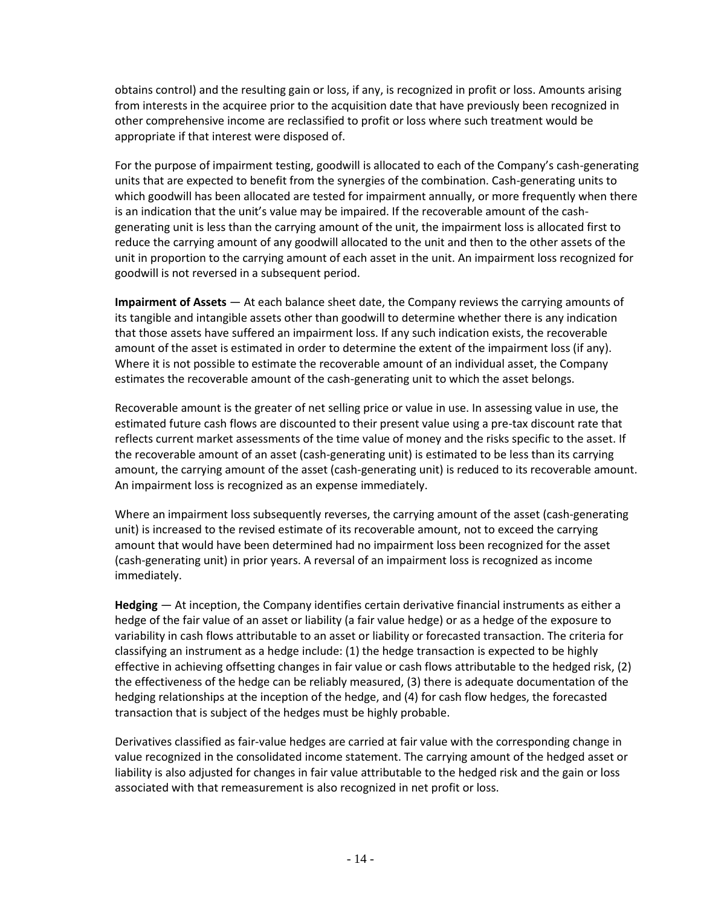obtains control) and the resulting gain or loss, if any, is recognized in profit or loss. Amounts arising from interests in the acquiree prior to the acquisition date that have previously been recognized in other comprehensive income are reclassified to profit or loss where such treatment would be appropriate if that interest were disposed of.

For the purpose of impairment testing, goodwill is allocated to each of the Company's cash-generating units that are expected to benefit from the synergies of the combination. Cash-generating units to which goodwill has been allocated are tested for impairment annually, or more frequently when there is an indication that the unit's value may be impaired. If the recoverable amount of the cash-generating unit is less than the carrying amount of the unit, the impairment loss is allocated first to reduce the carrying amount of any goodwill allocated to the unit and then to the other assets of the unit in proportion to the carrying amount of each asset in the unit. An impairment loss recognized for goodwill is not reversed in a subsequent period.

**Impairment of Assets** — At each balance sheet date, the Company reviews the carrying amounts of its tangible and intangible assets other than goodwill to determine whether there is any indication that those assets have suffered an impairment loss. If any such indication exists, the recoverable amount of the asset is estimated in order to determine the extent of the impairment loss (if any). Where it is not possible to estimate the recoverable amount of an individual asset, the Company estimates the recoverable amount of the cash-generating unit to which the asset belongs.

Recoverable amount is the greater of net selling price or value in use. In assessing value in use, the estimated future cash flows are discounted to their present value using a pre-tax discount rate that reflects current market assessments of the time value of money and the risks specific to the asset. If the recoverable amount of an asset (cash-generating unit) is estimated to be less than its carrying amount, the carrying amount of the asset (cash-generating unit) is reduced to its recoverable amount. An impairment loss is recognized as an expense immediately.

Where an impairment loss subsequently reverses, the carrying amount of the asset (cash-generating unit) is increased to the revised estimate of its recoverable amount, not to exceed the carrying amount that would have been determined had no impairment loss been recognized for the asset (cash-generating unit) in prior years. A reversal of an impairment loss is recognized as income immediately.

**Hedging** — At inception, the Company identifies certain derivative financial instruments as either a hedge of the fair value of an asset or liability (a fair value hedge) or as a hedge of the exposure to variability in cash flows attributable to an asset or liability or forecasted transaction. The criteria for classifying an instrument as a hedge include: (1) the hedge transaction is expected to be highly effective in achieving offsetting changes in fair value or cash flows attributable to the hedged risk, (2) the effectiveness of the hedge can be reliably measured, (3) there is adequate documentation of the hedging relationships at the inception of the hedge, and (4) for cash flow hedges, the forecasted transaction that is subject of the hedges must be highly probable.

Derivatives classified as fair-value hedges are carried at fair value with the corresponding change in value recognized in the consolidated income statement. The carrying amount of the hedged asset or liability is also adjusted for changes in fair value attributable to the hedged risk and the gain or loss associated with that remeasurement is also recognized in net profit or loss.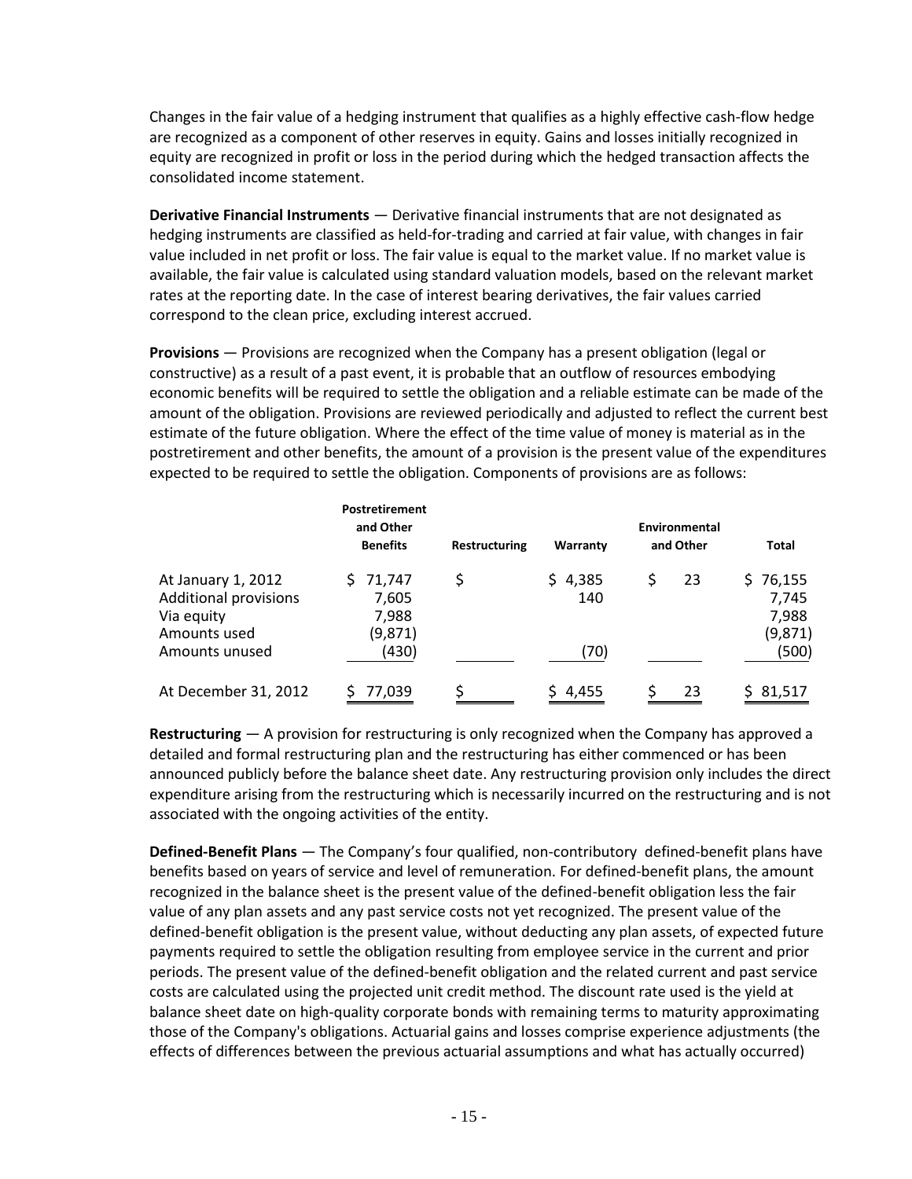Changes in the fair value of a hedging instrument that qualifies as a highly effective cash-flow hedge are recognized as a component of other reserves in equity. Gains and losses initially recognized in equity are recognized in profit or loss in the period during which the hedged transaction affects the consolidated income statement.

**Derivative Financial Instruments** — Derivative financial instruments that are not designated as hedging instruments are classified as held-for-trading and carried at fair value, with changes in fair value included in net profit or loss. The fair value is equal to the market value. If no market value is available, the fair value is calculated using standard valuation models, based on the relevant market rates at the reporting date. In the case of interest bearing derivatives, the fair values carried correspond to the clean price, excluding interest accrued.

**Provisions** — Provisions are recognized when the Company has a present obligation (legal or constructive) as a result of a past event, it is probable that an outflow of resources embodying economic benefits will be required to settle the obligation and a reliable estimate can be made of the amount of the obligation. Provisions are reviewed periodically and adjusted to reflect the current best estimate of the future obligation. Where the effect of the time value of money is material as in the postretirement and other benefits, the amount of a provision is the present value of the expenditures expected to be required to settle the obligation. Components of provisions are as follows:

| | Postretirement and Other Benefits | Restructuring | Warranty | Environmental and Other | Total |
|---|---|---|---|---|---|
| At January 1, 2012 | $ 71,747 | $ | $ 4,385 | $ 23 | $ 76,155 |
| Additional provisions | 7,605 | | 140 | | 7,745 |
| Via equity | 7,988 | | | | 7,988 |
| Amounts used | (9,871) | | | | (9,871) |
| Amounts unused | (430) | | (70) | | (500) |
| At December 31, 2012 | $ 77,039 | $ | $ 4,455 | $ 23 | $ 81,517 |

**Restructuring** — A provision for restructuring is only recognized when the Company has approved a detailed and formal restructuring plan and the restructuring has either commenced or has been announced publicly before the balance sheet date. Any restructuring provision only includes the direct expenditure arising from the restructuring which is necessarily incurred on the restructuring and is not associated with the ongoing activities of the entity.

**Defined-Benefit Plans** — The Company's four qualified, non-contributory defined-benefit plans have benefits based on years of service and level of remuneration. For defined-benefit plans, the amount recognized in the balance sheet is the present value of the defined-benefit obligation less the fair value of any plan assets and any past service costs not yet recognized. The present value of the defined-benefit obligation is the present value, without deducting any plan assets, of expected future payments required to settle the obligation resulting from employee service in the current and prior periods. The present value of the defined-benefit obligation and the related current and past service costs are calculated using the projected unit credit method. The discount rate used is the yield at balance sheet date on high-quality corporate bonds with remaining terms to maturity approximating those of the Company's obligations. Actuarial gains and losses comprise experience adjustments (the effects of differences between the previous actuarial assumptions and what has actually occurred)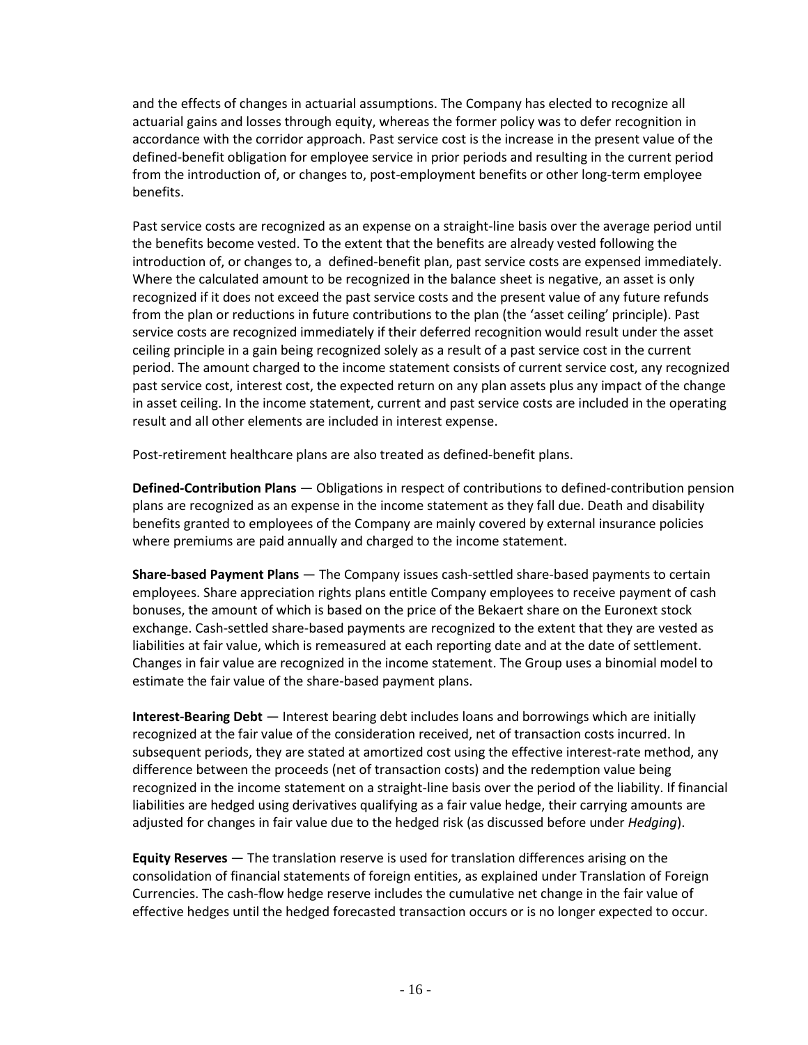and the effects of changes in actuarial assumptions. The Company has elected to recognize all actuarial gains and losses through equity, whereas the former policy was to defer recognition in accordance with the corridor approach. Past service cost is the increase in the present value of the defined-benefit obligation for employee service in prior periods and resulting in the current period from the introduction of, or changes to, post-employment benefits or other long-term employee benefits.

Past service costs are recognized as an expense on a straight-line basis over the average period until the benefits become vested. To the extent that the benefits are already vested following the introduction of, or changes to, a defined-benefit plan, past service costs are expensed immediately. Where the calculated amount to be recognized in the balance sheet is negative, an asset is only recognized if it does not exceed the past service costs and the present value of any future refunds from the plan or reductions in future contributions to the plan (the 'asset ceiling' principle). Past service costs are recognized immediately if their deferred recognition would result under the asset ceiling principle in a gain being recognized solely as a result of a past service cost in the current period. The amount charged to the income statement consists of current service cost, any recognized past service cost, interest cost, the expected return on any plan assets plus any impact of the change in asset ceiling. In the income statement, current and past service costs are included in the operating result and all other elements are included in interest expense.

Post-retirement healthcare plans are also treated as defined-benefit plans.

**Defined-Contribution Plans** — Obligations in respect of contributions to defined-contribution pension plans are recognized as an expense in the income statement as they fall due. Death and disability benefits granted to employees of the Company are mainly covered by external insurance policies where premiums are paid annually and charged to the income statement.

**Share-based Payment Plans** — The Company issues cash-settled share-based payments to certain employees. Share appreciation rights plans entitle Company employees to receive payment of cash bonuses, the amount of which is based on the price of the Bekaert share on the Euronext stock exchange. Cash-settled share-based payments are recognized to the extent that they are vested as liabilities at fair value, which is remeasured at each reporting date and at the date of settlement. Changes in fair value are recognized in the income statement. The Group uses a binomial model to estimate the fair value of the share-based payment plans.

**Interest-Bearing Debt** — Interest bearing debt includes loans and borrowings which are initially recognized at the fair value of the consideration received, net of transaction costs incurred. In subsequent periods, they are stated at amortized cost using the effective interest-rate method, any difference between the proceeds (net of transaction costs) and the redemption value being recognized in the income statement on a straight-line basis over the period of the liability. If financial liabilities are hedged using derivatives qualifying as a fair value hedge, their carrying amounts are adjusted for changes in fair value due to the hedged risk (as discussed before under *Hedging*).

**Equity Reserves** — The translation reserve is used for translation differences arising on the consolidation of financial statements of foreign entities, as explained under Translation of Foreign Currencies. The cash-flow hedge reserve includes the cumulative net change in the fair value of effective hedges until the hedged forecasted transaction occurs or is no longer expected to occur.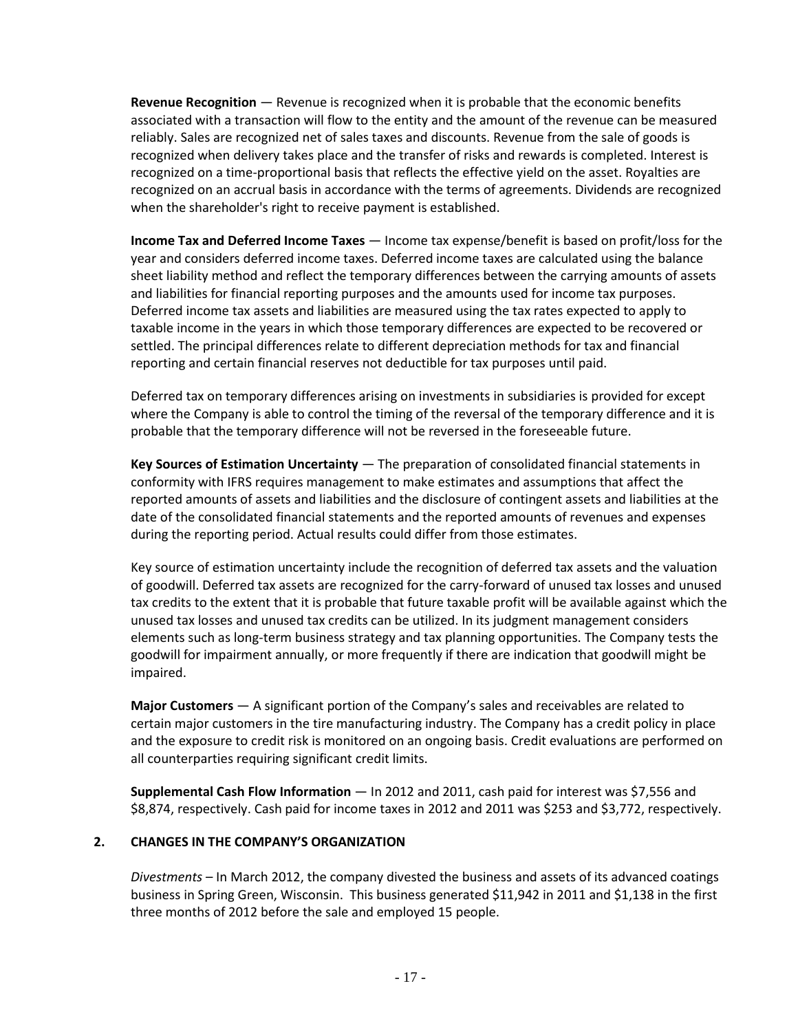**Revenue Recognition** — Revenue is recognized when it is probable that the economic benefits associated with a transaction will flow to the entity and the amount of the revenue can be measured reliably. Sales are recognized net of sales taxes and discounts. Revenue from the sale of goods is recognized when delivery takes place and the transfer of risks and rewards is completed. Interest is recognized on a time-proportional basis that reflects the effective yield on the asset. Royalties are recognized on an accrual basis in accordance with the terms of agreements. Dividends are recognized when the shareholder's right to receive payment is established.

**Income Tax and Deferred Income Taxes** — Income tax expense/benefit is based on profit/loss for the year and considers deferred income taxes. Deferred income taxes are calculated using the balance sheet liability method and reflect the temporary differences between the carrying amounts of assets and liabilities for financial reporting purposes and the amounts used for income tax purposes. Deferred income tax assets and liabilities are measured using the tax rates expected to apply to taxable income in the years in which those temporary differences are expected to be recovered or settled. The principal differences relate to different depreciation methods for tax and financial reporting and certain financial reserves not deductible for tax purposes until paid.

Deferred tax on temporary differences arising on investments in subsidiaries is provided for except where the Company is able to control the timing of the reversal of the temporary difference and it is probable that the temporary difference will not be reversed in the foreseeable future.

**Key Sources of Estimation Uncertainty** — The preparation of consolidated financial statements in conformity with IFRS requires management to make estimates and assumptions that affect the reported amounts of assets and liabilities and the disclosure of contingent assets and liabilities at the date of the consolidated financial statements and the reported amounts of revenues and expenses during the reporting period. Actual results could differ from those estimates.

Key source of estimation uncertainty include the recognition of deferred tax assets and the valuation of goodwill. Deferred tax assets are recognized for the carry-forward of unused tax losses and unused tax credits to the extent that it is probable that future taxable profit will be available against which the unused tax losses and unused tax credits can be utilized. In its judgment management considers elements such as long-term business strategy and tax planning opportunities. The Company tests the goodwill for impairment annually, or more frequently if there are indication that goodwill might be impaired.

**Major Customers** — A significant portion of the Company's sales and receivables are related to certain major customers in the tire manufacturing industry. The Company has a credit policy in place and the exposure to credit risk is monitored on an ongoing basis. Credit evaluations are performed on all counterparties requiring significant credit limits.

**Supplemental Cash Flow Information** — In 2012 and 2011, cash paid for interest was $7,556 and $8,874, respectively. Cash paid for income taxes in 2012 and 2011 was $253 and $3,772, respectively.

## 2. CHANGES IN THE COMPANY'S ORGANIZATION

*Divestments* – In March 2012, the company divested the business and assets of its advanced coatings business in Spring Green, Wisconsin. This business generated $11,942 in 2011 and $1,138 in the first three months of 2012 before the sale and employed 15 people.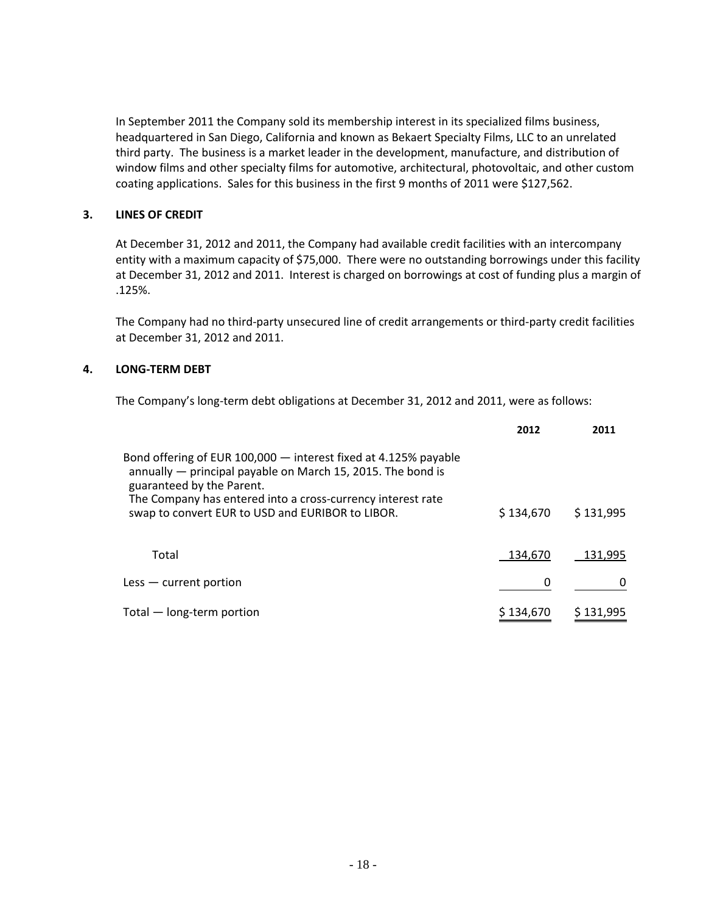In September 2011 the Company sold its membership interest in its specialized films business, headquartered in San Diego, California and known as Bekaert Specialty Films, LLC to an unrelated third party. The business is a market leader in the development, manufacture, and distribution of window films and other specialty films for automotive, architectural, photovoltaic, and other custom coating applications. Sales for this business in the first 9 months of 2011 were $127,562.

## 3. LINES OF CREDIT

At December 31, 2012 and 2011, the Company had available credit facilities with an intercompany entity with a maximum capacity of $75,000. There were no outstanding borrowings under this facility at December 31, 2012 and 2011. Interest is charged on borrowings at cost of funding plus a margin of .125%.

The Company had no third-party unsecured line of credit arrangements or third-party credit facilities at December 31, 2012 and 2011.

## 4. LONG-TERM DEBT

The Company's long-term debt obligations at December 31, 2012 and 2011, were as follows:

| | 2012 | 2011 |
|---|---|---|
| Bond offering of EUR 100,000 — interest fixed at 4.125% payable annually — principal payable on March 15, 2015. The bond is guaranteed by the Parent. The Company has entered into a cross-currency interest rate swap to convert EUR to USD and EURIBOR to LIBOR. | $ 134,670 | $ 131,995 |
| Total | 134,670 | 131,995 |
| Less — current portion | 0 | 0 |
| Total — long-term portion | $ 134,670 | $ 131,995 |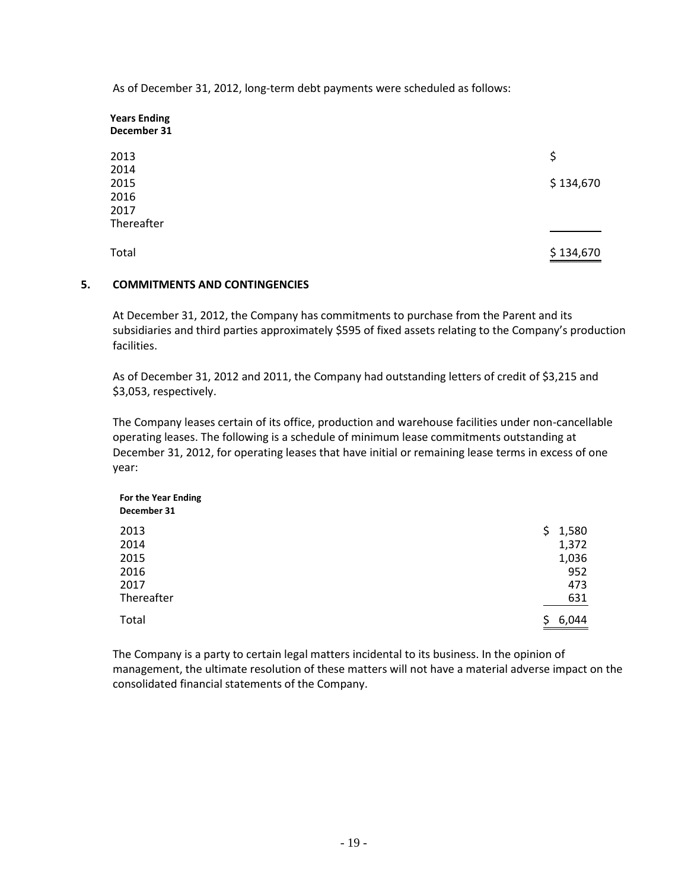As of December 31, 2012, long-term debt payments were scheduled as follows:

| Years Ending December 31 | |
|---|---|
| 2013 | $ |
| 2014 | |
| 2015 | $ 134,670 |
| 2016 | |
| 2017 | |
| Thereafter | |
| Total | $ 134,670 |

## 5. COMMITMENTS AND CONTINGENCIES

At December 31, 2012, the Company has commitments to purchase from the Parent and its subsidiaries and third parties approximately $595 of fixed assets relating to the Company's production facilities.

As of December 31, 2012 and 2011, the Company had outstanding letters of credit of $3,215 and $3,053, respectively.

The Company leases certain of its office, production and warehouse facilities under non-cancellable operating leases. The following is a schedule of minimum lease commitments outstanding at December 31, 2012, for operating leases that have initial or remaining lease terms in excess of one year:

| For the Year Ending December 31 | |
|---|---|
| 2013 | $ 1,580 |
| 2014 | 1,372 |
| 2015 | 1,036 |
| 2016 | 952 |
| 2017 | 473 |
| Thereafter | 631 |
| Total | $ 6,044 |

The Company is a party to certain legal matters incidental to its business. In the opinion of management, the ultimate resolution of these matters will not have a material adverse impact on the consolidated financial statements of the Company.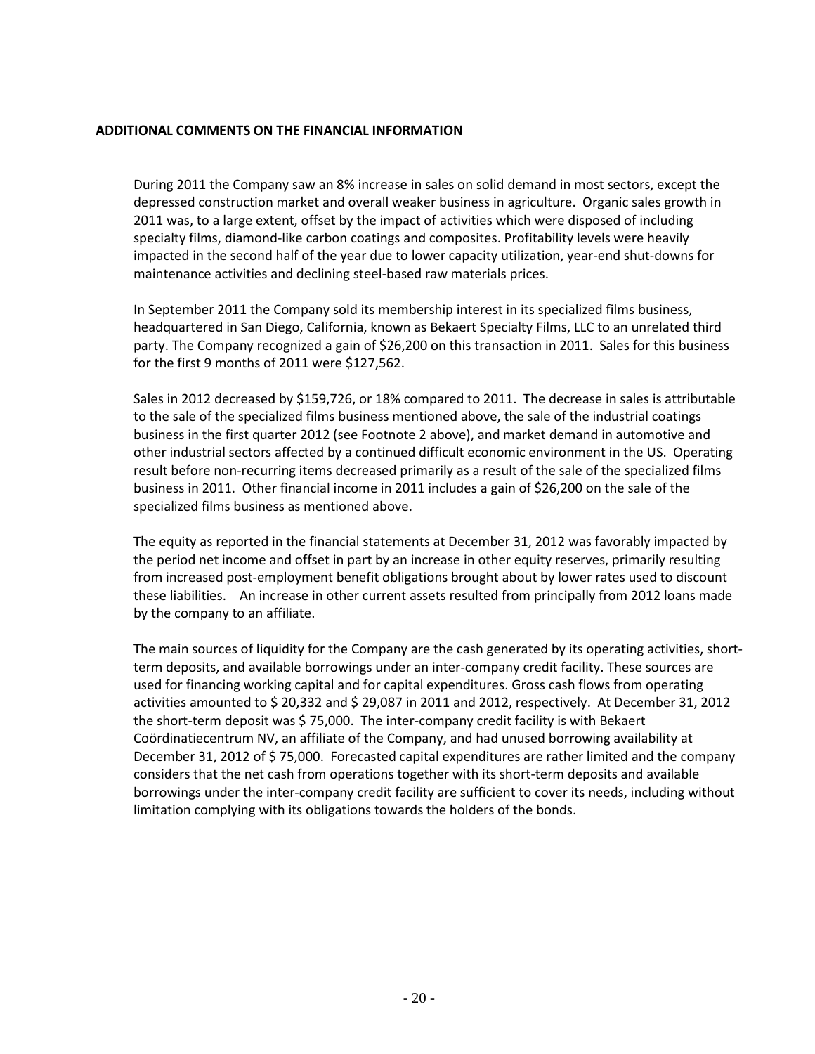## ADDITIONAL COMMENTS ON THE FINANCIAL INFORMATION

During 2011 the Company saw an 8% increase in sales on solid demand in most sectors, except the depressed construction market and overall weaker business in agriculture. Organic sales growth in 2011 was, to a large extent, offset by the impact of activities which were disposed of including specialty films, diamond-like carbon coatings and composites. Profitability levels were heavily impacted in the second half of the year due to lower capacity utilization, year-end shut-downs for maintenance activities and declining steel-based raw materials prices.

In September 2011 the Company sold its membership interest in its specialized films business, headquartered in San Diego, California, known as Bekaert Specialty Films, LLC to an unrelated third party. The Company recognized a gain of $26,200 on this transaction in 2011. Sales for this business for the first 9 months of 2011 were $127,562.

Sales in 2012 decreased by $159,726, or 18% compared to 2011. The decrease in sales is attributable to the sale of the specialized films business mentioned above, the sale of the industrial coatings business in the first quarter 2012 (see Footnote 2 above), and market demand in automotive and other industrial sectors affected by a continued difficult economic environment in the US. Operating result before non-recurring items decreased primarily as a result of the sale of the specialized films business in 2011. Other financial income in 2011 includes a gain of $26,200 on the sale of the specialized films business as mentioned above.

The equity as reported in the financial statements at December 31, 2012 was favorably impacted by the period net income and offset in part by an increase in other equity reserves, primarily resulting from increased post-employment benefit obligations brought about by lower rates used to discount these liabilities. An increase in other current assets resulted from principally from 2012 loans made by the company to an affiliate.

The main sources of liquidity for the Company are the cash generated by its operating activities, short-term deposits, and available borrowings under an inter-company credit facility. These sources are used for financing working capital and for capital expenditures. Gross cash flows from operating activities amounted to $ 20,332 and $ 29,087 in 2011 and 2012, respectively. At December 31, 2012 the short-term deposit was $ 75,000. The inter-company credit facility is with Bekaert Coördinatiecentrum NV, an affiliate of the Company, and had unused borrowing availability at December 31, 2012 of $ 75,000. Forecasted capital expenditures are rather limited and the company considers that the net cash from operations together with its short-term deposits and available borrowings under the inter-company credit facility are sufficient to cover its needs, including without limitation complying with its obligations towards the holders of the bonds.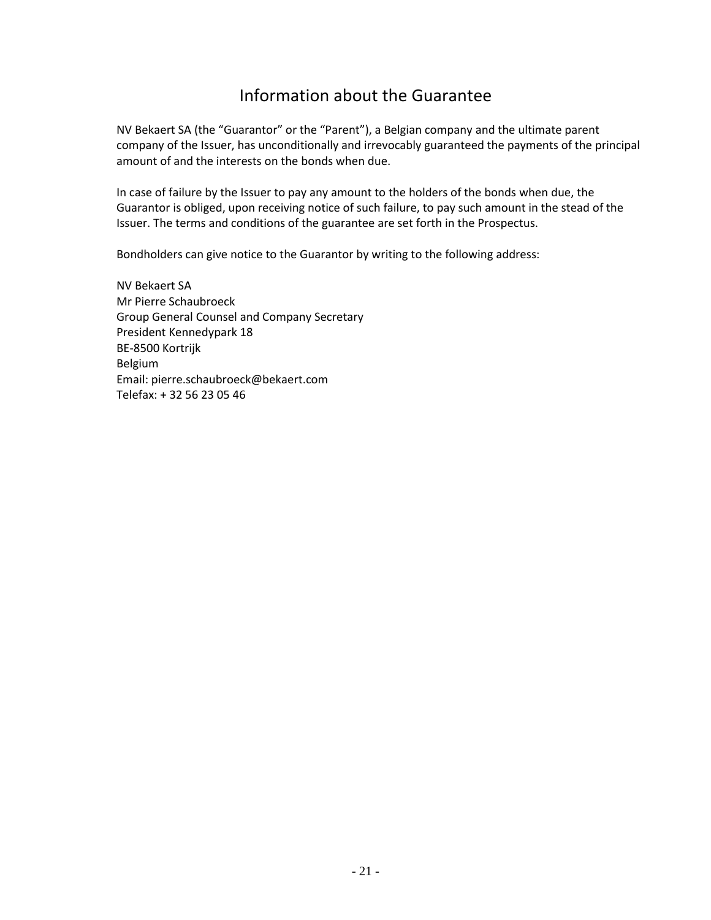# Information about the Guarantee

NV Bekaert SA (the “Guarantor” or the “Parent”), a Belgian company and the ultimate parent company of the Issuer, has unconditionally and irrevocably guaranteed the payments of the principal amount of and the interests on the bonds when due.

In case of failure by the Issuer to pay any amount to the holders of the bonds when due, the Guarantor is obliged, upon receiving notice of such failure, to pay such amount in the stead of the Issuer. The terms and conditions of the guarantee are set forth in the Prospectus.

Bondholders can give notice to the Guarantor by writing to the following address:

NV Bekaert SA
Mr Pierre Schaubroeck
Group General Counsel and Company Secretary
President Kennedypark 18
BE-8500 Kortrijk
Belgium
Email: pierre.schaubroeck@bekaert.com
Telefax: + 32 56 23 05 46